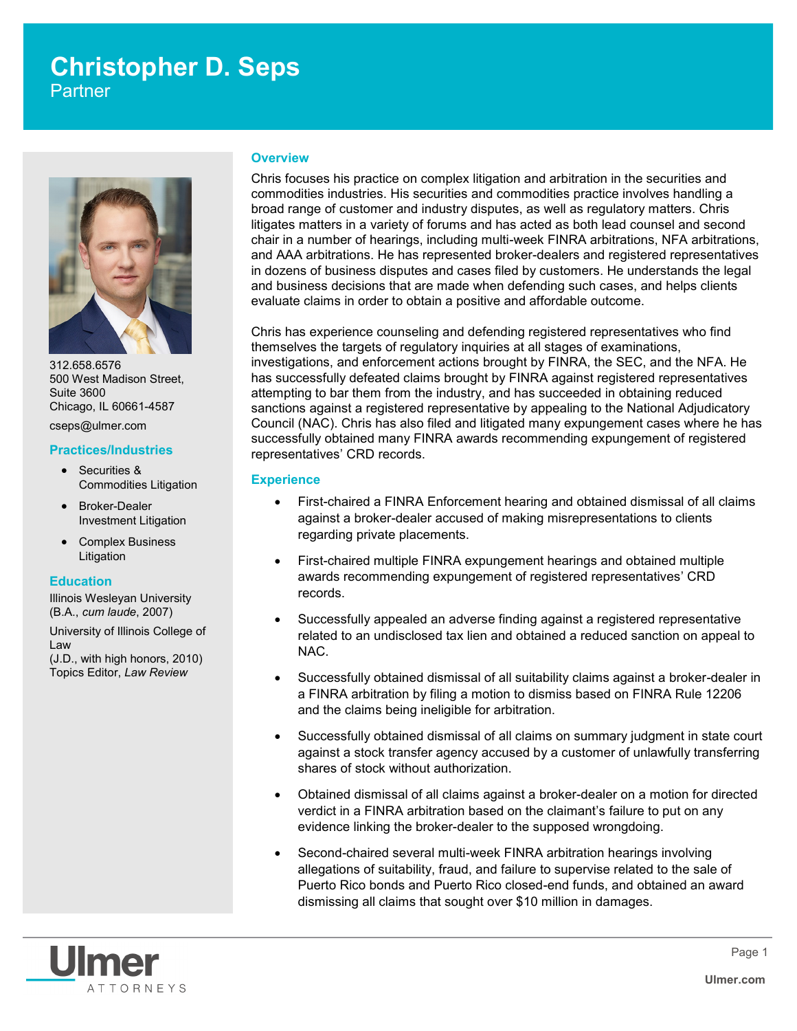# Christopher D. Seps

Partner

312.658.6576
500 West Madison Street,
Suite 3600
Chicago, IL 60661-4587

cseps@ulmer.com

## Practices/Industries

- Securities & Commodities Litigation
- Broker-Dealer Investment Litigation
- Complex Business Litigation

## Education

Illinois Wesleyan University
(B.A., *cum laude*, 2007)

University of Illinois College of Law
(J.D., with high honors, 2010)
Topics Editor, *Law Review*

## Overview

Chris focuses his practice on complex litigation and arbitration in the securities and commodities industries. His securities and commodities practice involves handling a broad range of customer and industry disputes, as well as regulatory matters. Chris litigates matters in a variety of forums and has acted as both lead counsel and second chair in a number of hearings, including multi-week FINRA arbitrations, NFA arbitrations, and AAA arbitrations. He has represented broker-dealers and registered representatives in dozens of business disputes and cases filed by customers. He understands the legal and business decisions that are made when defending such cases, and helps clients evaluate claims in order to obtain a positive and affordable outcome.

Chris has experience counseling and defending registered representatives who find themselves the targets of regulatory inquiries at all stages of examinations, investigations, and enforcement actions brought by FINRA, the SEC, and the NFA. He has successfully defeated claims brought by FINRA against registered representatives attempting to bar them from the industry, and has succeeded in obtaining reduced sanctions against a registered representative by appealing to the National Adjudicatory Council (NAC). Chris has also filed and litigated many expungement cases where he has successfully obtained many FINRA awards recommending expungement of registered representatives' CRD records.

## Experience

- First-chaired a FINRA Enforcement hearing and obtained dismissal of all claims against a broker-dealer accused of making misrepresentations to clients regarding private placements.
- First-chaired multiple FINRA expungement hearings and obtained multiple awards recommending expungement of registered representatives' CRD records.
- Successfully appealed an adverse finding against a registered representative related to an undisclosed tax lien and obtained a reduced sanction on appeal to NAC.
- Successfully obtained dismissal of all suitability claims against a broker-dealer in a FINRA arbitration by filing a motion to dismiss based on FINRA Rule 12206 and the claims being ineligible for arbitration.
- Successfully obtained dismissal of all claims on summary judgment in state court against a stock transfer agency accused by a customer of unlawfully transferring shares of stock without authorization.
- Obtained dismissal of all claims against a broker-dealer on a motion for directed verdict in a FINRA arbitration based on the claimant's failure to put on any evidence linking the broker-dealer to the supposed wrongdoing.
- Second-chaired several multi-week FINRA arbitration hearings involving allegations of suitability, fraud, and failure to supervise related to the sale of Puerto Rico bonds and Puerto Rico closed-end funds, and obtained an award dismissing all claims that sought over $10 million in damages.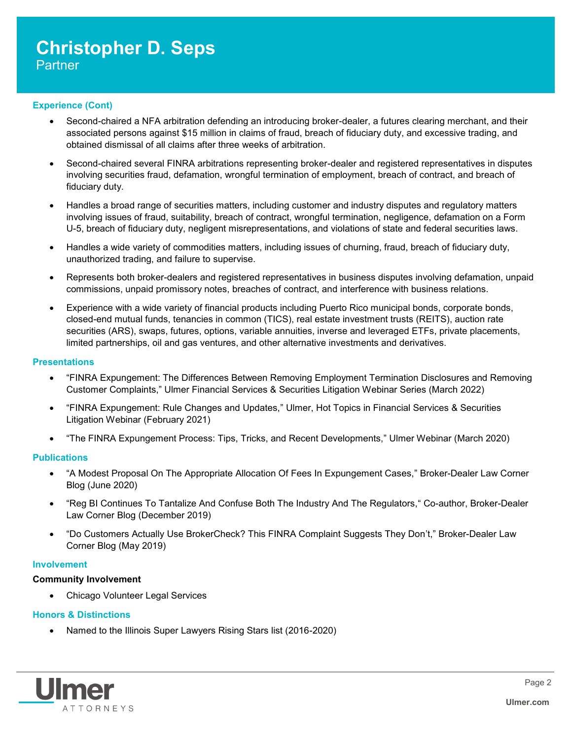# Christopher D. Seps
Partner

## Experience (Cont)

- Second-chaired a NFA arbitration defending an introducing broker-dealer, a futures clearing merchant, and their associated persons against $15 million in claims of fraud, breach of fiduciary duty, and excessive trading, and obtained dismissal of all claims after three weeks of arbitration.
- Second-chaired several FINRA arbitrations representing broker-dealer and registered representatives in disputes involving securities fraud, defamation, wrongful termination of employment, breach of contract, and breach of fiduciary duty.
- Handles a broad range of securities matters, including customer and industry disputes and regulatory matters involving issues of fraud, suitability, breach of contract, wrongful termination, negligence, defamation on a Form U-5, breach of fiduciary duty, negligent misrepresentations, and violations of state and federal securities laws.
- Handles a wide variety of commodities matters, including issues of churning, fraud, breach of fiduciary duty, unauthorized trading, and failure to supervise.
- Represents both broker-dealers and registered representatives in business disputes involving defamation, unpaid commissions, unpaid promissory notes, breaches of contract, and interference with business relations.
- Experience with a wide variety of financial products including Puerto Rico municipal bonds, corporate bonds, closed-end mutual funds, tenancies in common (TICS), real estate investment trusts (REITS), auction rate securities (ARS), swaps, futures, options, variable annuities, inverse and leveraged ETFs, private placements, limited partnerships, oil and gas ventures, and other alternative investments and derivatives.

## Presentations

- "FINRA Expungement: The Differences Between Removing Employment Termination Disclosures and Removing Customer Complaints," Ulmer Financial Services & Securities Litigation Webinar Series (March 2022)
- "FINRA Expungement: Rule Changes and Updates," Ulmer, Hot Topics in Financial Services & Securities Litigation Webinar (February 2021)
- "The FINRA Expungement Process: Tips, Tricks, and Recent Developments," Ulmer Webinar (March 2020)

## Publications

- "A Modest Proposal On The Appropriate Allocation Of Fees In Expungement Cases," Broker-Dealer Law Corner Blog (June 2020)
- "Reg BI Continues To Tantalize And Confuse Both The Industry And The Regulators," Co-author, Broker-Dealer Law Corner Blog (December 2019)
- "Do Customers Actually Use BrokerCheck? This FINRA Complaint Suggests They Don't," Broker-Dealer Law Corner Blog (May 2019)

## Involvement

**Community Involvement**

- Chicago Volunteer Legal Services

## Honors & Distinctions

- Named to the Illinois Super Lawyers Rising Stars list (2016-2020)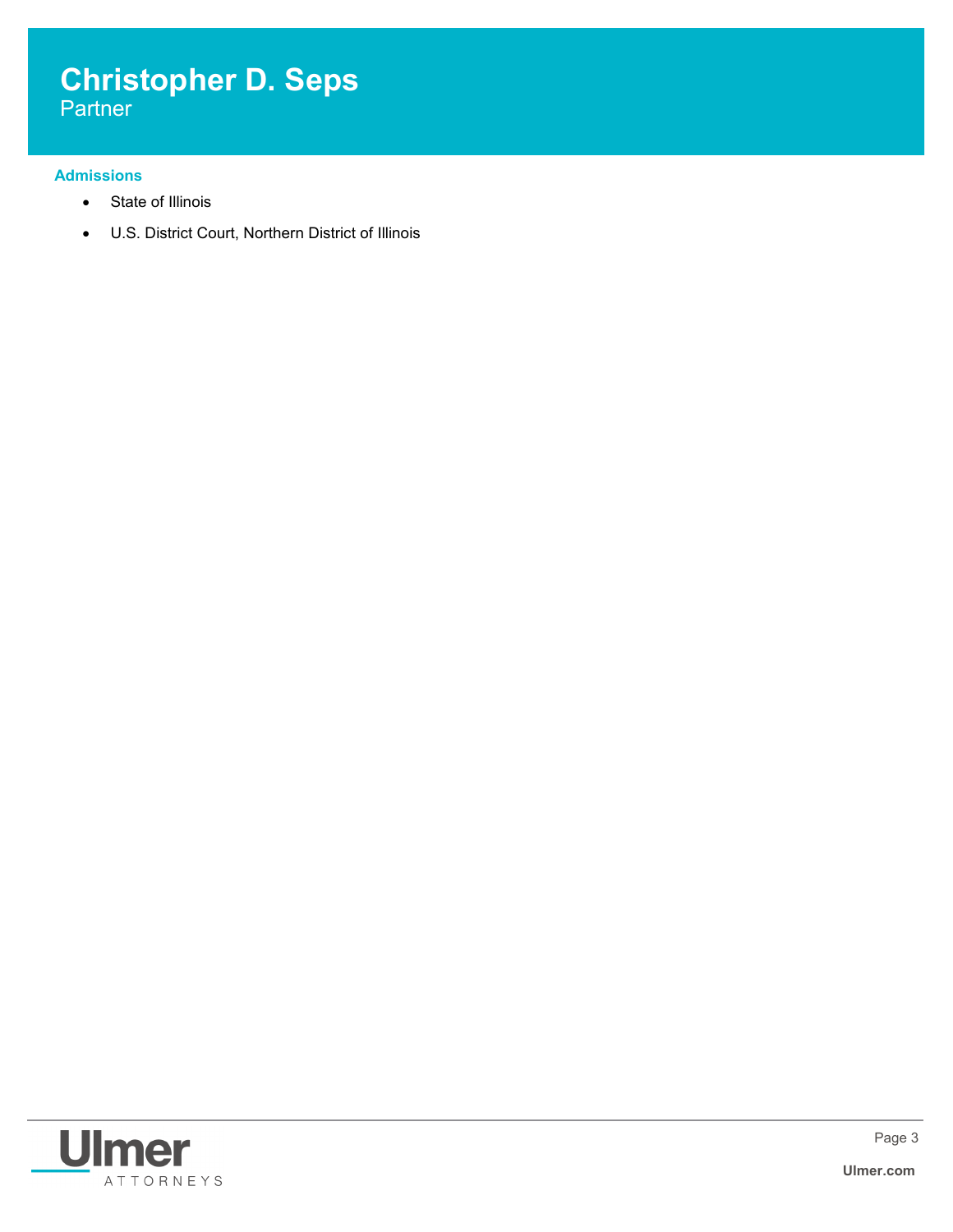# Christopher D. Seps
Partner

### Admissions

- State of Illinois
- U.S. District Court, Northern District of Illinois